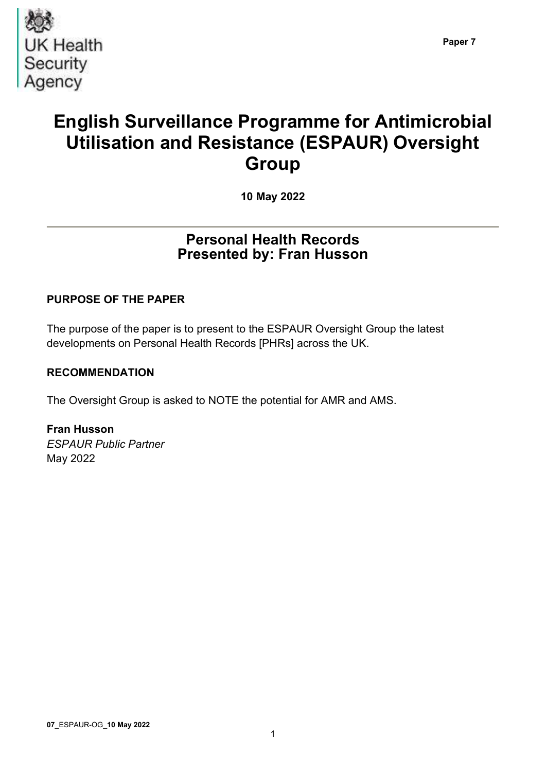Paper 7

# English Surveillance Programme for Antimicrobial Utilisation and Resistance (ESPAUR) Oversight Group

**10 May 2022**

## Personal Health Records
## Presented by: Fran Husson

### PURPOSE OF THE PAPER

The purpose of the paper is to present to the ESPAUR Oversight Group the latest developments on Personal Health Records [PHRs] across the UK.

### RECOMMENDATION

The Oversight Group is asked to NOTE the potential for AMR and AMS.

**Fran Husson**
*ESPAUR Public Partner*
May 2022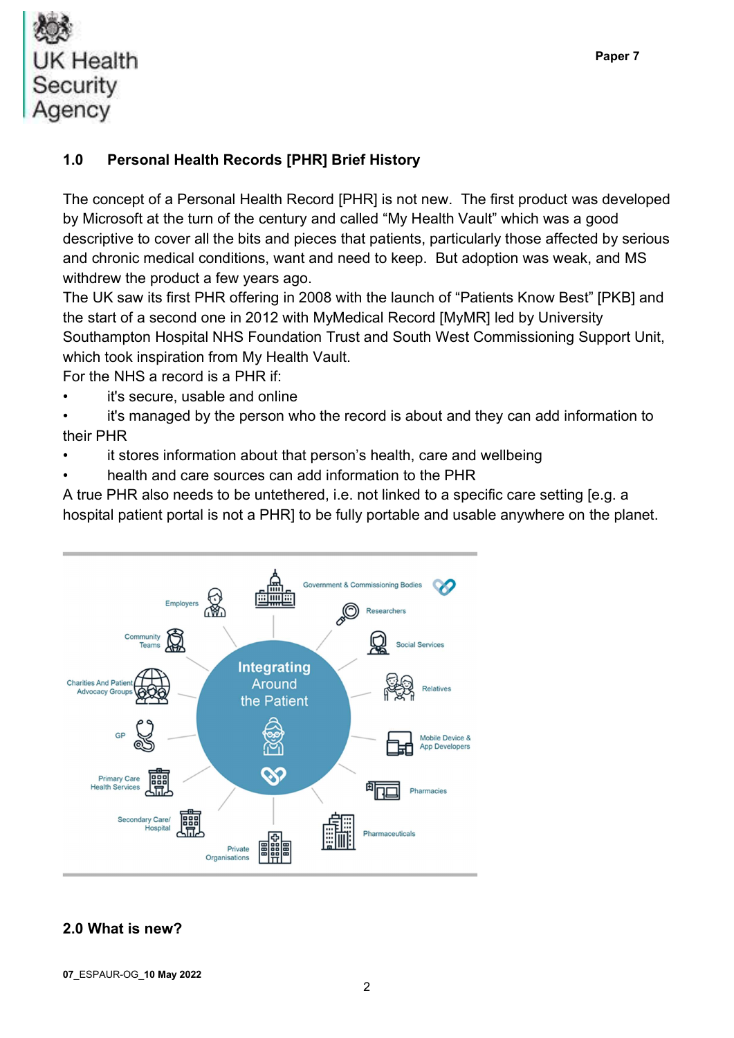## 1.0 Personal Health Records [PHR] Brief History

The concept of a Personal Health Record [PHR] is not new. The first product was developed by Microsoft at the turn of the century and called "My Health Vault" which was a good descriptive to cover all the bits and pieces that patients, particularly those affected by serious and chronic medical conditions, want and need to keep. But adoption was weak, and MS withdrew the product a few years ago.

The UK saw its first PHR offering in 2008 with the launch of "Patients Know Best" [PKB] and the start of a second one in 2012 with MyMedical Record [MyMR] led by University Southampton Hospital NHS Foundation Trust and South West Commissioning Support Unit, which took inspiration from My Health Vault.

For the NHS a record is a PHR if:

- it's secure, usable and online
- it's managed by the person who the record is about and they can add information to their PHR
- it stores information about that person's health, care and wellbeing
- health and care sources can add information to the PHR

A true PHR also needs to be untethered, i.e. not linked to a specific care setting [e.g. a hospital patient portal is not a PHR] to be fully portable and usable anywhere on the planet.

## 2.0 What is new?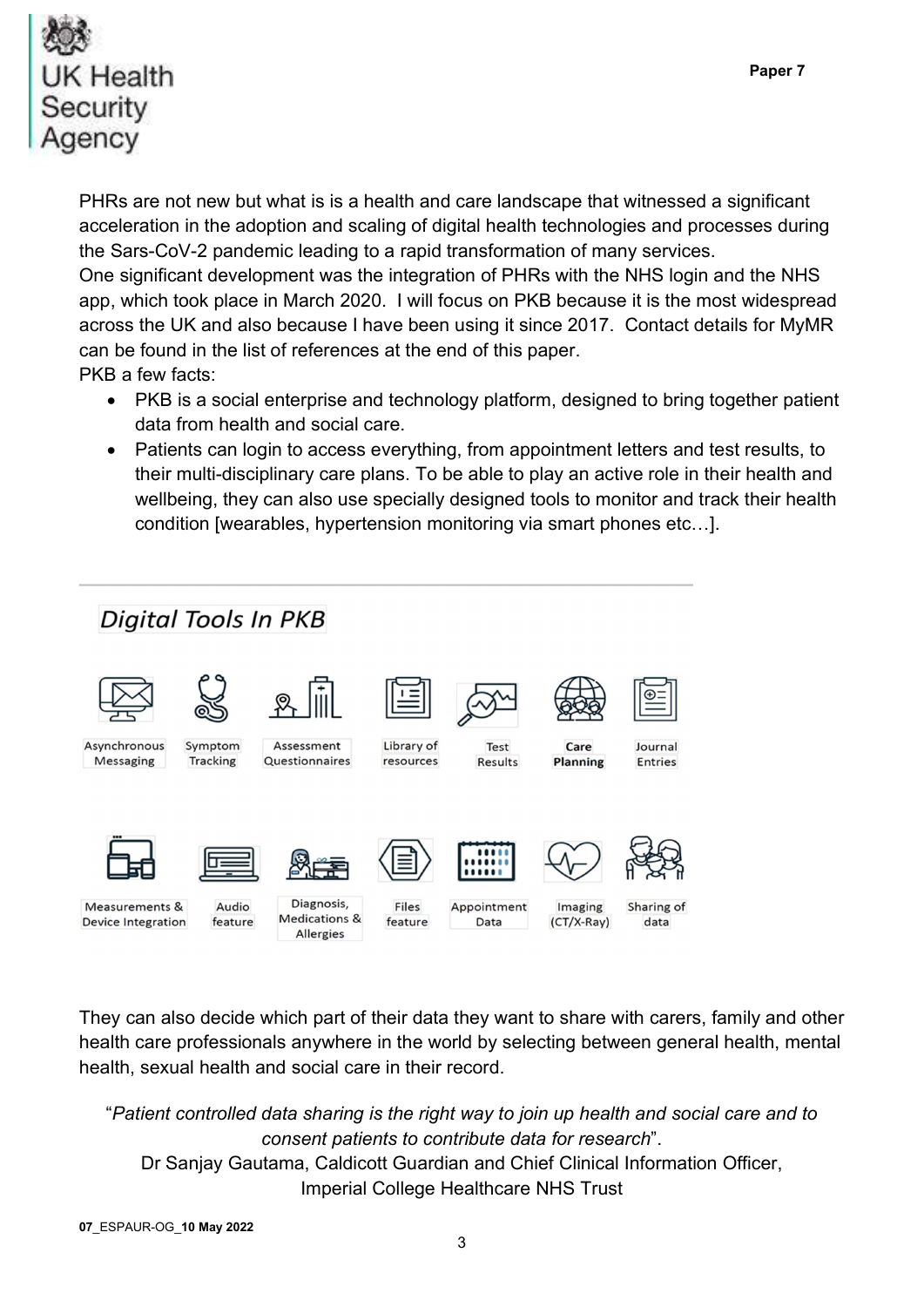PHRs are not new but what is is a health and care landscape that witnessed a significant acceleration in the adoption and scaling of digital health technologies and processes during the Sars-CoV-2 pandemic leading to a rapid transformation of many services.
One significant development was the integration of PHRs with the NHS login and the NHS app, which took place in March 2020. I will focus on PKB because it is the most widespread across the UK and also because I have been using it since 2017. Contact details for MyMR can be found in the list of references at the end of this paper.
PKB a few facts:

- PKB is a social enterprise and technology platform, designed to bring together patient data from health and social care.
- Patients can login to access everything, from appointment letters and test results, to their multi-disciplinary care plans. To be able to play an active role in their health and wellbeing, they can also use specially designed tools to monitor and track their health condition [wearables, hypertension monitoring via smart phones etc…].

*Digital Tools In PKB*

Asynchronous Messaging, Symptom Tracking, Assessment Questionnaires, Library of resources, Test Results, **Care Planning**, Journal Entries, Measurements & Device Integration, Audio feature, Diagnosis, Medications & Allergies, Files feature, Appointment Data, Imaging (CT/X-Ray), Sharing of data

They can also decide which part of their data they want to share with carers, family and other health care professionals anywhere in the world by selecting between general health, mental health, sexual health and social care in their record.

"*Patient controlled data sharing is the right way to join up health and social care and to consent patients to contribute data for research*".
Dr Sanjay Gautama, Caldicott Guardian and Chief Clinical Information Officer, Imperial College Healthcare NHS Trust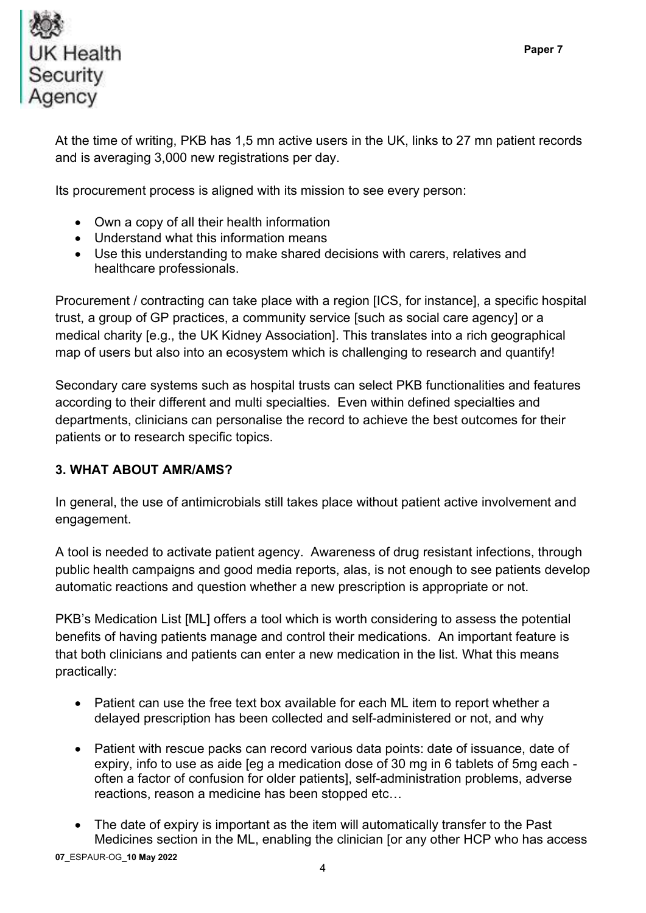At the time of writing, PKB has 1,5 mn active users in the UK, links to 27 mn patient records and is averaging 3,000 new registrations per day.

Its procurement process is aligned with its mission to see every person:

- Own a copy of all their health information
- Understand what this information means
- Use this understanding to make shared decisions with carers, relatives and healthcare professionals.

Procurement / contracting can take place with a region [ICS, for instance], a specific hospital trust, a group of GP practices, a community service [such as social care agency] or a medical charity [e.g., the UK Kidney Association]. This translates into a rich geographical map of users but also into an ecosystem which is challenging to research and quantify!

Secondary care systems such as hospital trusts can select PKB functionalities and features according to their different and multi specialties. Even within defined specialties and departments, clinicians can personalise the record to achieve the best outcomes for their patients or to research specific topics.

## 3. WHAT ABOUT AMR/AMS?

In general, the use of antimicrobials still takes place without patient active involvement and engagement.

A tool is needed to activate patient agency. Awareness of drug resistant infections, through public health campaigns and good media reports, alas, is not enough to see patients develop automatic reactions and question whether a new prescription is appropriate or not.

PKB's Medication List [ML] offers a tool which is worth considering to assess the potential benefits of having patients manage and control their medications. An important feature is that both clinicians and patients can enter a new medication in the list. What this means practically:

- Patient can use the free text box available for each ML item to report whether a delayed prescription has been collected and self-administered or not, and why

- Patient with rescue packs can record various data points: date of issuance, date of expiry, info to use as aide [eg a medication dose of 30 mg in 6 tablets of 5mg each - often a factor of confusion for older patients], self-administration problems, adverse reactions, reason a medicine has been stopped etc…

- The date of expiry is important as the item will automatically transfer to the Past Medicines section in the ML, enabling the clinician [or any other HCP who has access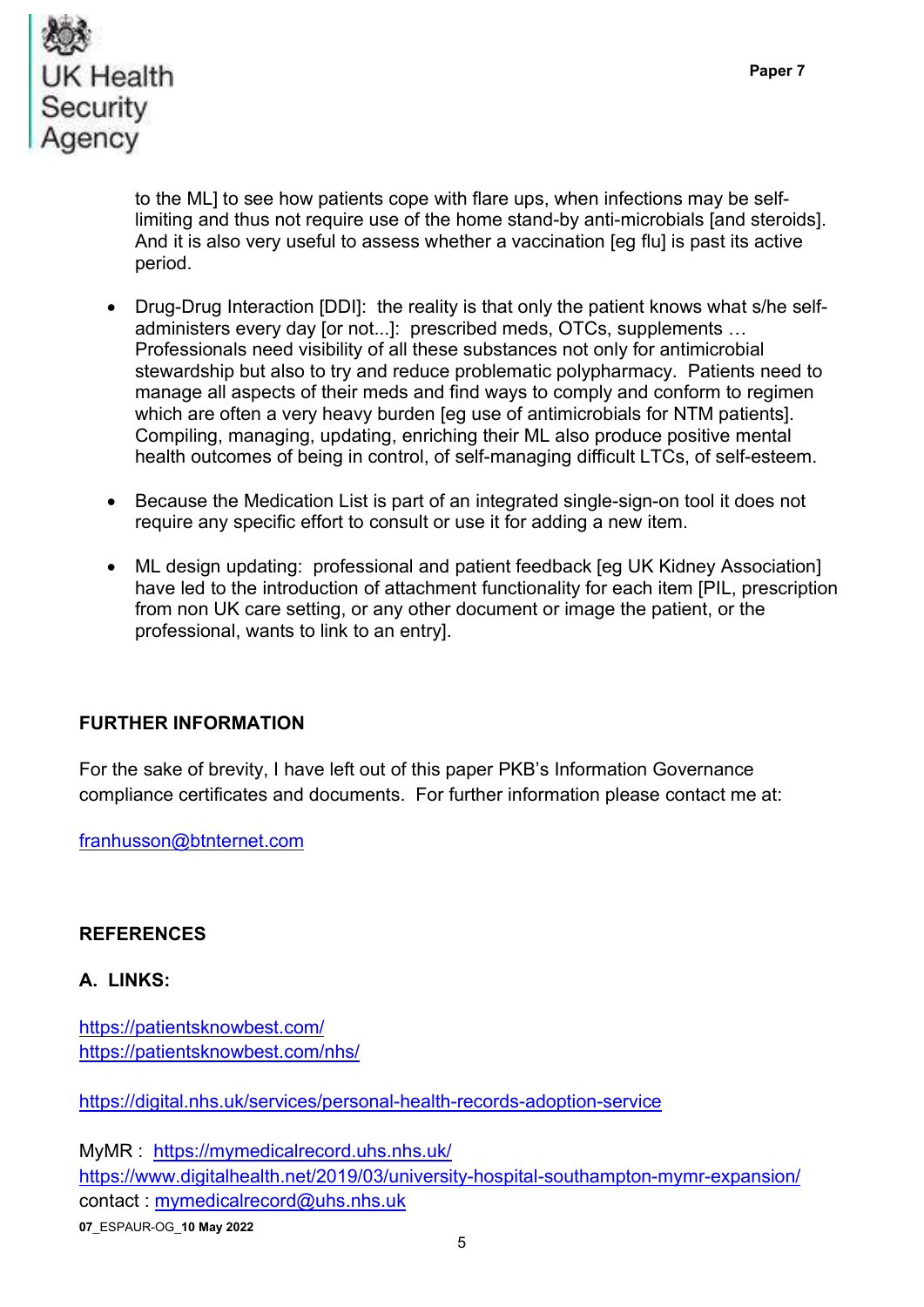to the ML] to see how patients cope with flare ups, when infections may be self-limiting and thus not require use of the home stand-by anti-microbials [and steroids]. And it is also very useful to assess whether a vaccination [eg flu] is past its active period.

- Drug-Drug Interaction [DDI]: the reality is that only the patient knows what s/he self-administers every day [or not...]: prescribed meds, OTCs, supplements … Professionals need visibility of all these substances not only for antimicrobial stewardship but also to try and reduce problematic polypharmacy. Patients need to manage all aspects of their meds and find ways to comply and conform to regimen which are often a very heavy burden [eg use of antimicrobials for NTM patients]. Compiling, managing, updating, enriching their ML also produce positive mental health outcomes of being in control, of self-managing difficult LTCs, of self-esteem.

- Because the Medication List is part of an integrated single-sign-on tool it does not require any specific effort to consult or use it for adding a new item.

- ML design updating: professional and patient feedback [eg UK Kidney Association] have led to the introduction of attachment functionality for each item [PIL, prescription from non UK care setting, or any other document or image the patient, or the professional, wants to link to an entry].

## FURTHER INFORMATION

For the sake of brevity, I have left out of this paper PKB's Information Governance compliance certificates and documents. For further information please contact me at:

franhusson@btnternet.com

## REFERENCES

### A. LINKS:

https://patientsknowbest.com/
https://patientsknowbest.com/nhs/

https://digital.nhs.uk/services/personal-health-records-adoption-service

MyMR : https://mymedicalrecord.uhs.nhs.uk/
https://www.digitalhealth.net/2019/03/university-hospital-southampton-mymr-expansion/
contact : mymedicalrecord@uhs.nhs.uk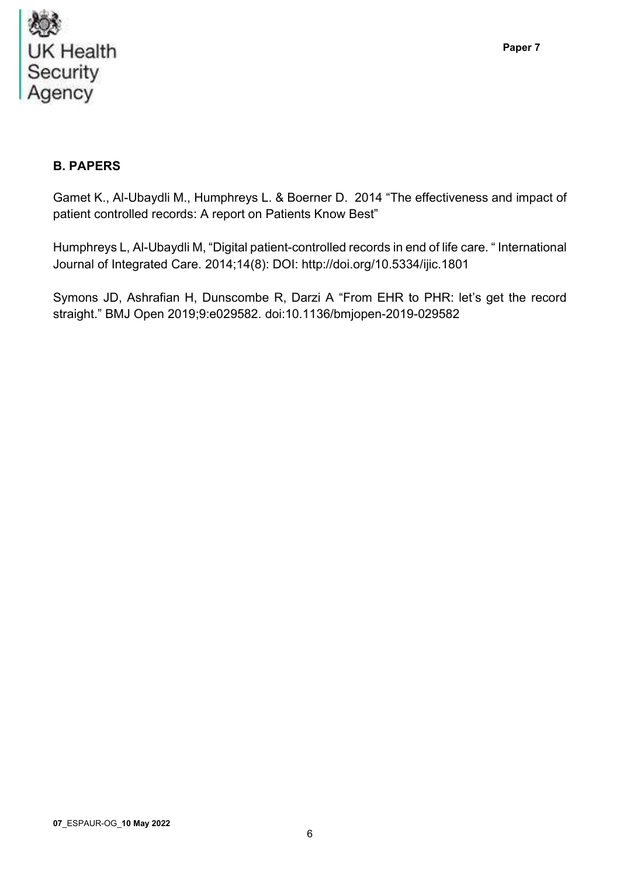## B. PAPERS

Gamet K., Al-Ubaydli M., Humphreys L. & Boerner D. 2014 "The effectiveness and impact of patient controlled records: A report on Patients Know Best"

Humphreys L, Al-Ubaydli M, "Digital patient-controlled records in end of life care. " International Journal of Integrated Care. 2014;14(8): DOI: http://doi.org/10.5334/ijic.1801

Symons JD, Ashrafian H, Dunscombe R, Darzi A "From EHR to PHR: let's get the record straight." BMJ Open 2019;9:e029582. doi:10.1136/bmjopen-2019-029582